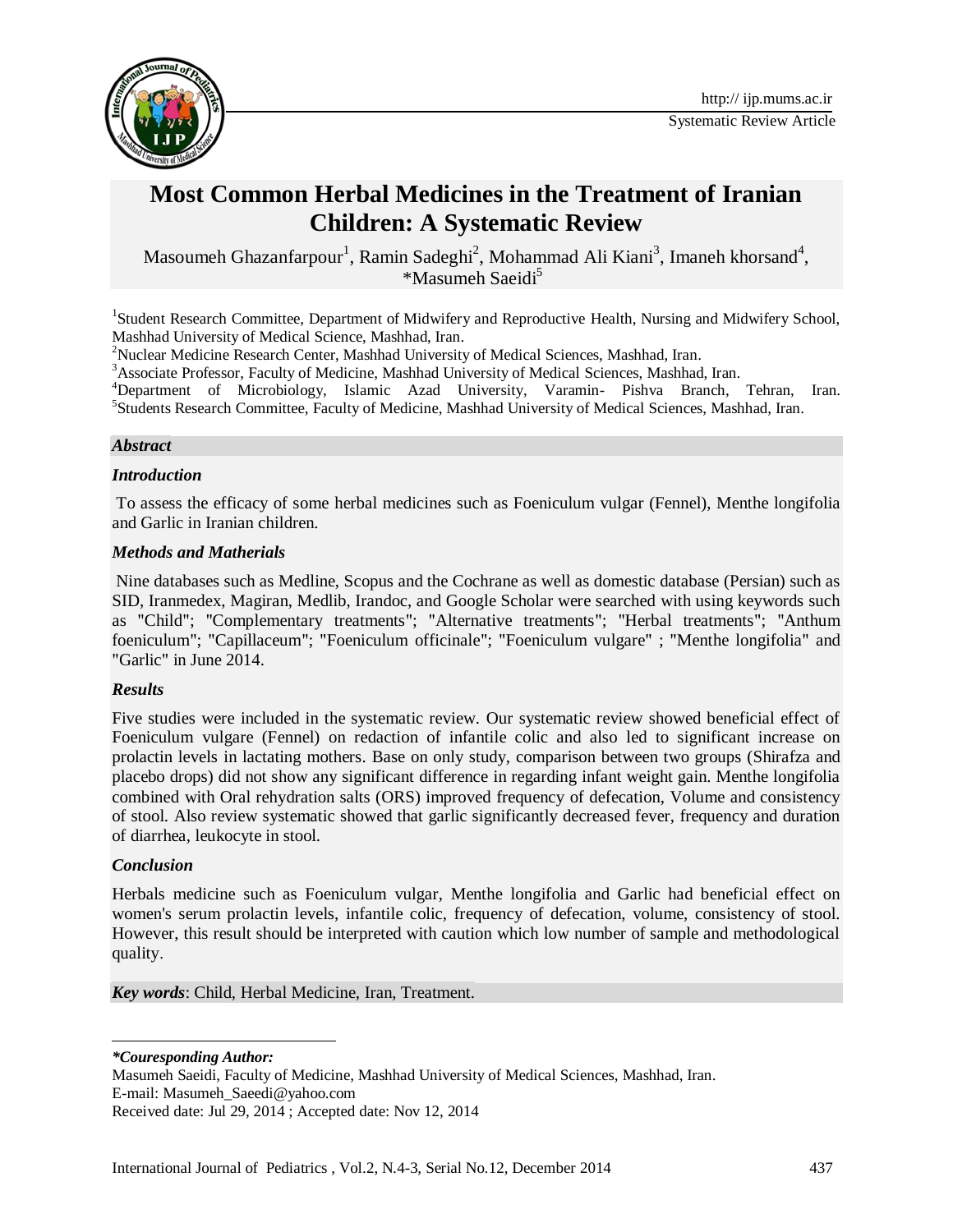Systematic Review Article

# Most Common Herbal Medicines in the Treatment of Iranian Children: A Systematic Review

Masoumeh Ghazanfarpour[1], Ramin Sadeghi[2], Mohammad Ali Kiani[3], Imaneh khorsand[4], *Masumeh Saeidi[5]

[1]Student Research Committee, Department of Midwifery and Reproductive Health, Nursing and Midwifery School, Mashhad University of Medical Science, Mashhad, Iran.
[2]Nuclear Medicine Research Center, Mashhad University of Medical Sciences, Mashhad, Iran.
[3]Associate Professor, Faculty of Medicine, Mashhad University of Medical Sciences, Mashhad, Iran.
[4]Department of Microbiology, Islamic Azad University, Varamin- Pishva Branch, Tehran, Iran.
[5]Students Research Committee, Faculty of Medicine, Mashhad University of Medical Sciences, Mashhad, Iran.

## *Abstract*

### *Introduction*

To assess the efficacy of some herbal medicines such as Foeniculum vulgar (Fennel), Menthe longifolia and Garlic in Iranian children.

### *Methods and Matherials*

Nine databases such as Medline, Scopus and the Cochrane as well as domestic database (Persian) such as SID, Iranmedex, Magiran, Medlib, Irandoc, and Google Scholar were searched with using keywords such as "Child"; "Complementary treatments"; "Alternative treatments"; "Herbal treatments"; "Anthum foeniculum"; "Capillaceum"; "Foeniculum officinale"; "Foeniculum vulgare" ; "Menthe longifolia" and "Garlic" in June 2014.

### *Results*

Five studies were included in the systematic review. Our systematic review showed beneficial effect of Foeniculum vulgare (Fennel) on redaction of infantile colic and also led to significant increase on prolactin levels in lactating mothers. Base on only study, comparison between two groups (Shirafza and placebo drops) did not show any significant difference in regarding infant weight gain. Menthe longifolia combined with Oral rehydration salts (ORS) improved frequency of defecation, Volume and consistency of stool. Also review systematic showed that garlic significantly decreased fever, frequency and duration of diarrhea, leukocyte in stool.

### *Conclusion*

Herbals medicine such as Foeniculum vulgar, Menthe longifolia and Garlic had beneficial effect on women's serum prolactin levels, infantile colic, frequency of defecation, volume, consistency of stool. However, this result should be interpreted with caution which low number of sample and methodological quality.

***Key words***: Child, Herbal Medicine, Iran, Treatment.

---

***Couresponding Author:***

Masumeh Saeidi, Faculty of Medicine, Mashhad University of Medical Sciences, Mashhad, Iran.
E-mail: Masumeh_Saeedi@yahoo.com
Received date: Jul 29, 2014 ; Accepted date: Nov 12, 2014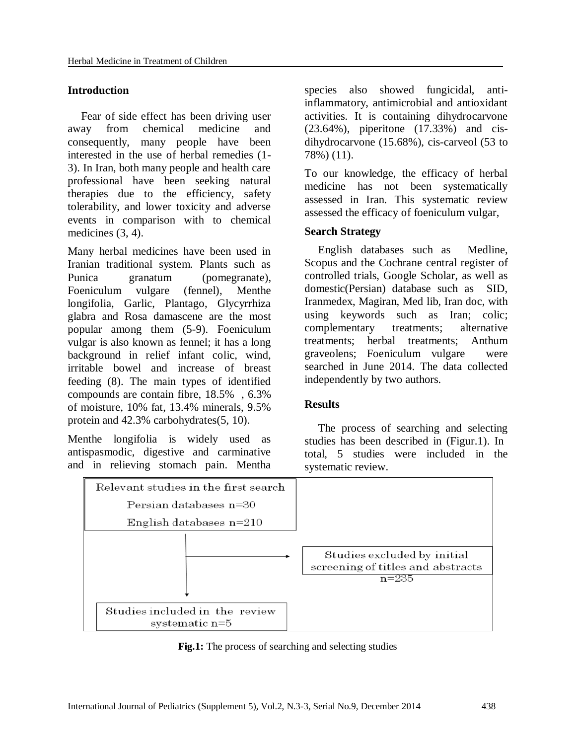## Introduction

Fear of side effect has been driving user away from chemical medicine and consequently, many people have been interested in the use of herbal remedies (1-3). In Iran, both many people and health care professional have been seeking natural therapies due to the efficiency, safety tolerability, and lower toxicity and adverse events in comparison with to chemical medicines (3, 4).

Many herbal medicines have been used in Iranian traditional system. Plants such as Punica granatum (pomegranate), Foeniculum vulgare (fennel), Menthe longifolia, Garlic, Plantago, Glycyrrhiza glabra and Rosa damascene are the most popular among them (5-9). Foeniculum vulgar is also known as fennel; it has a long background in relief infant colic, wind, irritable bowel and increase of breast feeding (8). The main types of identified compounds are contain fibre, 18.5% , 6.3% of moisture, 10% fat, 13.4% minerals, 9.5% protein and 42.3% carbohydrates(5, 10).

Menthe longifolia is widely used as antispasmodic, digestive and carminative and in relieving stomach pain. Mentha species also showed fungicidal, anti-inflammatory, antimicrobial and antioxidant activities. It is containing dihydrocarvone (23.64%), piperitone (17.33%) and cis-dihydrocarvone (15.68%), cis-carveol (53 to 78%) (11).

To our knowledge, the efficacy of herbal medicine has not been systematically assessed in Iran. This systematic review assessed the efficacy of foeniculum vulgar,

## Search Strategy

English databases such as Medline, Scopus and the Cochrane central register of controlled trials, Google Scholar, as well as domestic(Persian) database such as SID, Iranmedex, Magiran, Med lib, Iran doc, with using keywords such as Iran; colic; complementary treatments; alternative treatments; herbal treatments; Anthum graveolens; Foeniculum vulgare were searched in June 2014. The data collected independently by two authors.

## Results

The process of searching and selecting studies has been described in (Figur.1). In total, 5 studies were included in the systematic review.

Relevant studies in the first search
Persian databases n=30
English databases n=210

→ Studies excluded by initial screening of titles and abstracts n=235

↓ Studies included in the review systematic n=5

**Fig.1:** The process of searching and selecting studies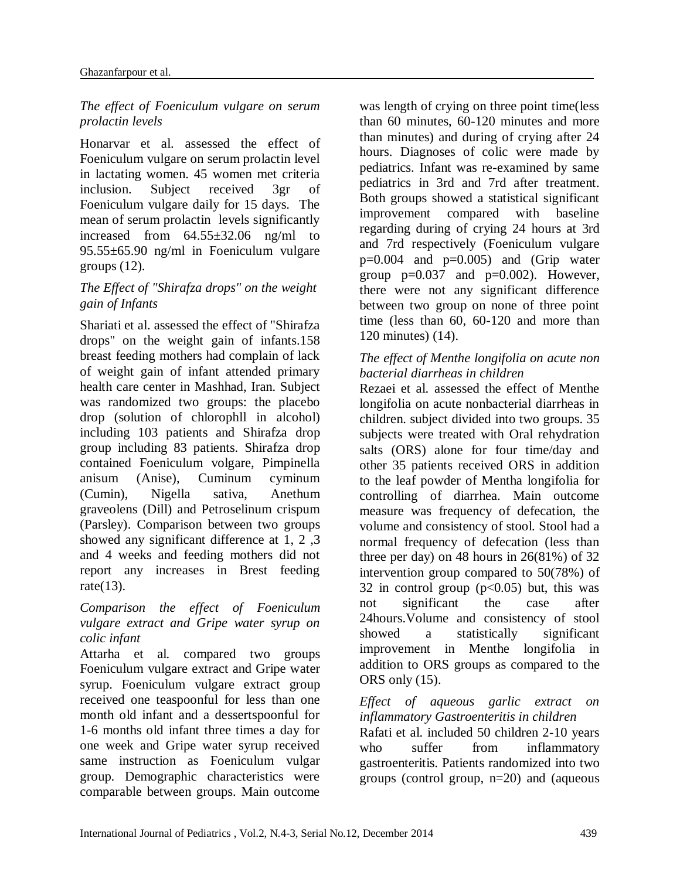*The effect of Foeniculum vulgare on serum prolactin levels*

Honarvar et al. assessed the effect of Foeniculum vulgare on serum prolactin level in lactating women. 45 women met criteria inclusion. Subject received 3gr of Foeniculum vulgare daily for 15 days. The mean of serum prolactin levels significantly increased from 64.55±32.06 ng/ml to 95.55±65.90 ng/ml in Foeniculum vulgare groups (12).

*The Effect of "Shirafza drops" on the weight gain of Infants*

Shariati et al. assessed the effect of "Shirafza drops" on the weight gain of infants.158 breast feeding mothers had complain of lack of weight gain of infant attended primary health care center in Mashhad, Iran. Subject was randomized two groups: the placebo drop (solution of chlorophll in alcohol) including 103 patients and Shirafza drop group including 83 patients. Shirafza drop contained Foeniculum volgare, Pimpinella anisum (Anise), Cuminum cyminum (Cumin), Nigella sativa, Anethum graveolens (Dill) and Petroselinum crispum (Parsley). Comparison between two groups showed any significant difference at 1, 2 ,3 and 4 weeks and feeding mothers did not report any increases in Brest feeding rate(13).

*Comparison the effect of Foeniculum vulgare extract and Gripe water syrup on colic infant*

Attarha et al. compared two groups Foeniculum vulgare extract and Gripe water syrup. Foeniculum vulgare extract group received one teaspoonful for less than one month old infant and a dessertspoonful for 1-6 months old infant three times a day for one week and Gripe water syrup received same instruction as Foeniculum vulgar group. Demographic characteristics were comparable between groups. Main outcome was length of crying on three point time(less than 60 minutes, 60-120 minutes and more than minutes) and during of crying after 24 hours. Diagnoses of colic were made by pediatrics. Infant was re-examined by same pediatrics in 3rd and 7rd after treatment. Both groups showed a statistical significant improvement compared with baseline regarding during of crying 24 hours at 3rd and 7rd respectively (Foeniculum vulgare p=0.004 and p=0.005) and (Grip water group p=0.037 and p=0.002). However, there were not any significant difference between two group on none of three point time (less than 60, 60-120 and more than 120 minutes) (14).

*The effect of Menthe longifolia on acute non bacterial diarrheas in children*

Rezaei et al. assessed the effect of Menthe longifolia on acute nonbacterial diarrheas in children. subject divided into two groups. 35 subjects were treated with Oral rehydration salts (ORS) alone for four time/day and other 35 patients received ORS in addition to the leaf powder of Mentha longifolia for controlling of diarrhea. Main outcome measure was frequency of defecation, the volume and consistency of stool. Stool had a normal frequency of defecation (less than three per day) on 48 hours in 26(81%) of 32 intervention group compared to 50(78%) of 32 in control group ($p<0.05$) but, this was not significant the case after 24hours.Volume and consistency of stool showed a statistically significant improvement in Menthe longifolia in addition to ORS groups as compared to the ORS only (15).

*Effect of aqueous garlic extract on inflammatory Gastroenteritis in children*

Rafati et al. included 50 children 2-10 years who suffer from inflammatory gastroenteritis. Patients randomized into two groups (control group, n=20) and (aqueous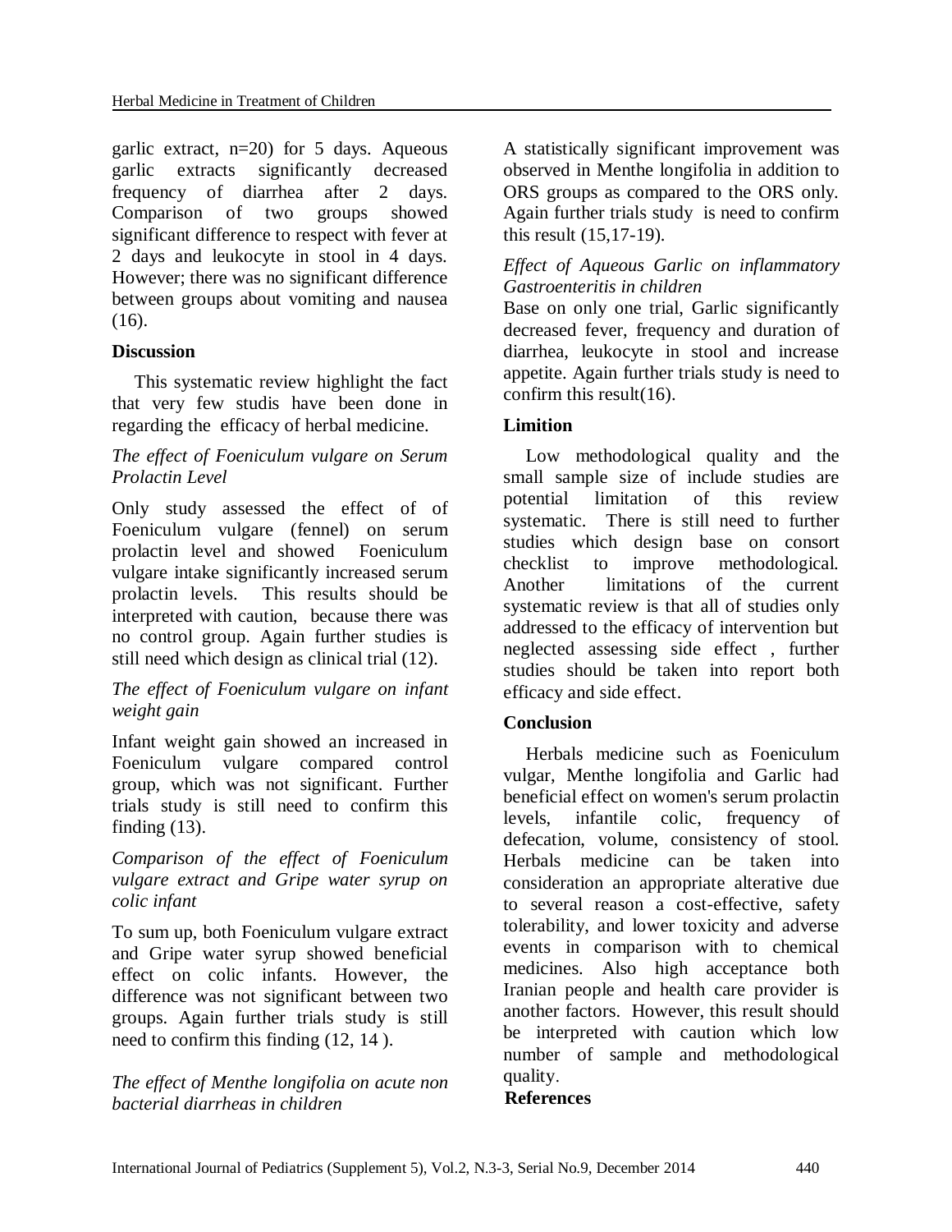garlic extract, n=20) for 5 days. Aqueous garlic extracts significantly decreased frequency of diarrhea after 2 days. Comparison of two groups showed significant difference to respect with fever at 2 days and leukocyte in stool in 4 days. However; there was no significant difference between groups about vomiting and nausea (16).

## Discussion

This systematic review highlight the fact that very few studis have been done in regarding the efficacy of herbal medicine.

*The effect of Foeniculum vulgare on Serum Prolactin Level*

Only study assessed the effect of of Foeniculum vulgare (fennel) on serum prolactin level and showed Foeniculum vulgare intake significantly increased serum prolactin levels. This results should be interpreted with caution, because there was no control group. Again further studies is still need which design as clinical trial (12).

*The effect of Foeniculum vulgare on infant weight gain*

Infant weight gain showed an increased in Foeniculum vulgare compared control group, which was not significant. Further trials study is still need to confirm this finding (13).

*Comparison of the effect of Foeniculum vulgare extract and Gripe water syrup on colic infant*

To sum up, both Foeniculum vulgare extract and Gripe water syrup showed beneficial effect on colic infants. However, the difference was not significant between two groups. Again further trials study is still need to confirm this finding (12, 14 ).

*The effect of Menthe longifolia on acute non bacterial diarrheas in children*

A statistically significant improvement was observed in Menthe longifolia in addition to ORS groups as compared to the ORS only. Again further trials study is need to confirm this result (15,17-19).

*Effect of Aqueous Garlic on inflammatory Gastroenteritis in children*

Base on only one trial, Garlic significantly decreased fever, frequency and duration of diarrhea, leukocyte in stool and increase appetite. Again further trials study is need to confirm this result(16).

## Limition

Low methodological quality and the small sample size of include studies are potential limitation of this review systematic. There is still need to further studies which design base on consort checklist to improve methodological. Another limitations of the current systematic review is that all of studies only addressed to the efficacy of intervention but neglected assessing side effect , further studies should be taken into report both efficacy and side effect.

## Conclusion

Herbals medicine such as Foeniculum vulgar, Menthe longifolia and Garlic had beneficial effect on women's serum prolactin levels, infantile colic, frequency of defecation, volume, consistency of stool. Herbals medicine can be taken into consideration an appropriate alterative due to several reason a cost-effective, safety tolerability, and lower toxicity and adverse events in comparison with to chemical medicines. Also high acceptance both Iranian people and health care provider is another factors. However, this result should be interpreted with caution which low number of sample and methodological quality.

## References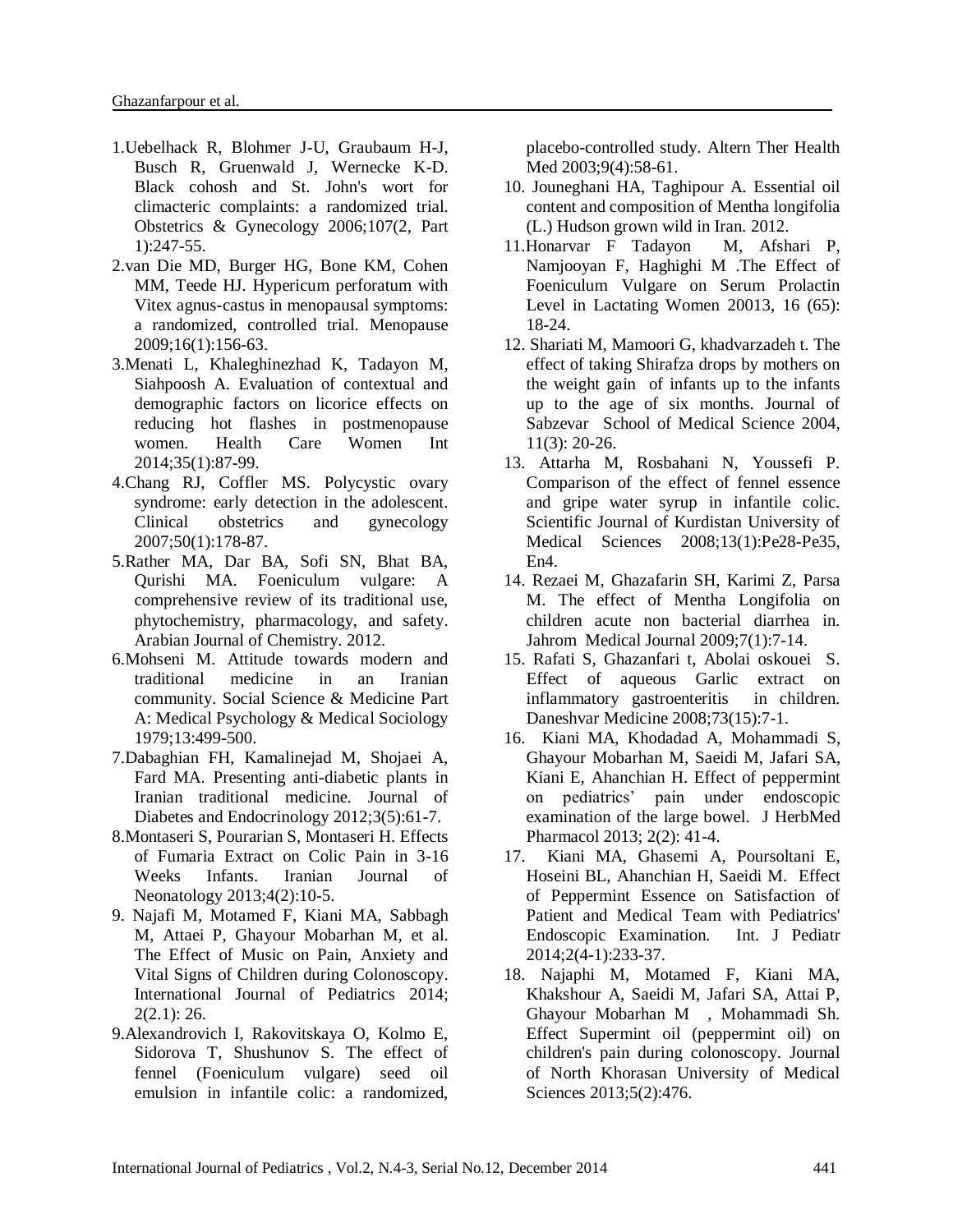1. Uebelhack R, Blohmer J-U, Graubaum H-J, Busch R, Gruenwald J, Wernecke K-D. Black cohosh and St. John's wort for climacteric complaints: a randomized trial. Obstetrics & Gynecology 2006;107(2, Part 1):247-55.
2. van Die MD, Burger HG, Bone KM, Cohen MM, Teede HJ. Hypericum perforatum with Vitex agnus-castus in menopausal symptoms: a randomized, controlled trial. Menopause 2009;16(1):156-63.
3. Menati L, Khaleghinezhad K, Tadayon M, Siahpoosh A. Evaluation of contextual and demographic factors on licorice effects on reducing hot flashes in postmenopause women. Health Care Women Int 2014;35(1):87-99.
4. Chang RJ, Coffler MS. Polycystic ovary syndrome: early detection in the adolescent. Clinical obstetrics and gynecology 2007;50(1):178-87.
5. Rather MA, Dar BA, Sofi SN, Bhat BA, Qurishi MA. Foeniculum vulgare: A comprehensive review of its traditional use, phytochemistry, pharmacology, and safety. Arabian Journal of Chemistry. 2012.
6. Mohseni M. Attitude towards modern and traditional medicine in an Iranian community. Social Science & Medicine Part A: Medical Psychology & Medical Sociology 1979;13:499-500.
7. Dabaghian FH, Kamalinejad M, Shojaei A, Fard MA. Presenting anti-diabetic plants in Iranian traditional medicine. Journal of Diabetes and Endocrinology 2012;3(5):61-7.
8. Montaseri S, Pourarian S, Montaseri H. Effects of Fumaria Extract on Colic Pain in 3-16 Weeks Infants. Iranian Journal of Neonatology 2013;4(2):10-5.
9. Najafi M, Motamed F, Kiani MA, Sabbagh M, Attaei P, Ghayour Mobarhan M, et al. The Effect of Music on Pain, Anxiety and Vital Signs of Children during Colonoscopy. International Journal of Pediatrics 2014; 2(2.1): 26.
9. Alexandrovich I, Rakovitskaya O, Kolmo E, Sidorova T, Shushunov S. The effect of fennel (Foeniculum vulgare) seed oil emulsion in infantile colic: a randomized, placebo-controlled study. Altern Ther Health Med 2003;9(4):58-61.
10. Jouneghani HA, Taghipour A. Essential oil content and composition of Mentha longifolia (L.) Hudson grown wild in Iran. 2012.
11. Honarvar F Tadayon M, Afshari P, Namjooyan F, Haghighi M .The Effect of Foeniculum Vulgare on Serum Prolactin Level in Lactating Women 20013, 16 (65): 18-24.
12. Shariati M, Mamoori G, khadvarzadeh t. The effect of taking Shirafza drops by mothers on the weight gain of infants up to the infants up to the age of six months. Journal of Sabzevar School of Medical Science 2004, 11(3): 20-26.
13. Attarha M, Rosbahani N, Youssefi P. Comparison of the effect of fennel essence and gripe water syrup in infantile colic. Scientific Journal of Kurdistan University of Medical Sciences 2008;13(1):Pe28-Pe35, En4.
14. Rezaei M, Ghazafarin SH, Karimi Z, Parsa M. The effect of Mentha Longifolia on children acute non bacterial diarrhea in. Jahrom Medical Journal 2009;7(1):7-14.
15. Rafati S, Ghazanfari t, Abolai oskouei S. Effect of aqueous Garlic extract on inflammatory gastroenteritis in children. Daneshvar Medicine 2008;73(15):7-1.
16. Kiani MA, Khodadad A, Mohammadi S, Ghayour Mobarhan M, Saeidi M, Jafari SA, Kiani E, Ahanchian H. Effect of peppermint on pediatrics' pain under endoscopic examination of the large bowel. J HerbMed Pharmacol 2013; 2(2): 41-4.
17. Kiani MA, Ghasemi A, Poursoltani E, Hoseini BL, Ahanchian H, Saeidi M. Effect of Peppermint Essence on Satisfaction of Patient and Medical Team with Pediatrics' Endoscopic Examination. Int. J Pediatr 2014;2(4-1):233-37.
18. Najaphi M, Motamed F, Kiani MA, Khakshour A, Saeidi M, Jafari SA, Attai P, Ghayour Mobarhan M , Mohammadi Sh. Effect Supermint oil (peppermint oil) on children's pain during colonoscopy. Journal of North Khorasan University of Medical Sciences 2013;5(2):476.